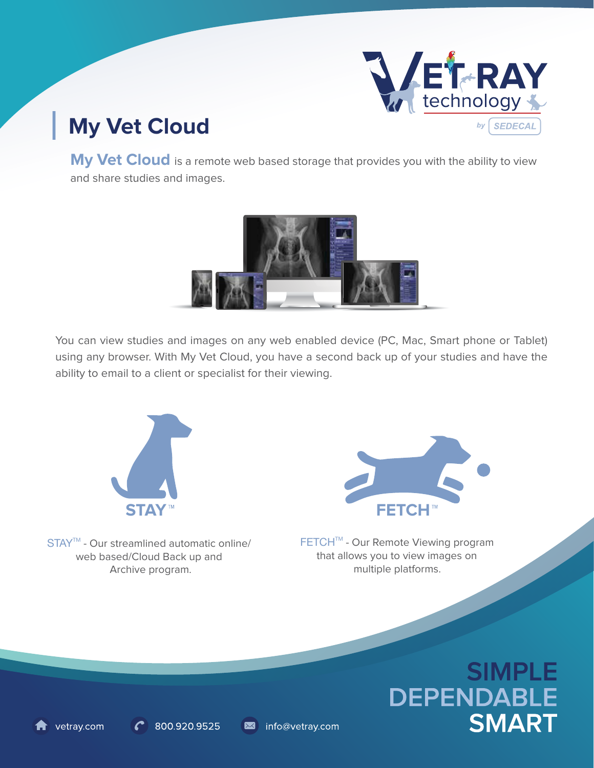# My Vet Cloud

**My Vet Cloud** is a remote web based storage that provides you with the ability to view and share studies and images.

You can view studies and images on any web enabled device (PC, Mac, Smart phone or Tablet) using any browser. With My Vet Cloud, you have a second back up of your studies and have the ability to email to a client or specialist for their viewing.

**STAY™**

STAY™ - Our streamlined automatic online/ web based/Cloud Back up and Archive program.

**FETCH™**

FETCH™ - Our Remote Viewing program that allows you to view images on multiple platforms.

**SIMPLE**
**DEPENDABLE**
**SMART**

vetray.com 800.920.9525 info@vetray.com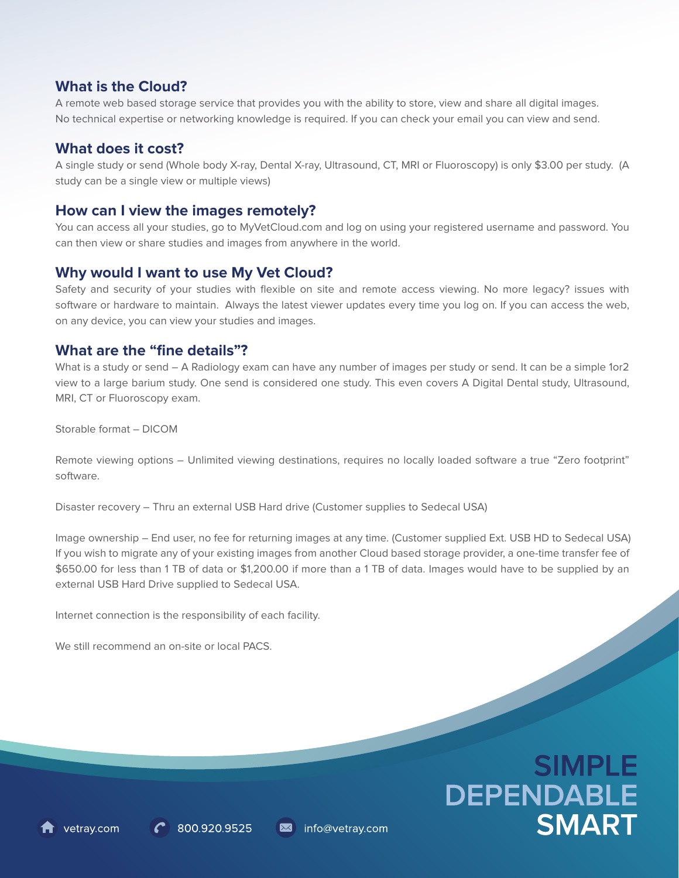## What is the Cloud?

A remote web based storage service that provides you with the ability to store, view and share all digital images. No technical expertise or networking knowledge is required. If you can check your email you can view and send.

## What does it cost?

A single study or send (Whole body X-ray, Dental X-ray, Ultrasound, CT, MRI or Fluoroscopy) is only $3.00 per study. (A study can be a single view or multiple views)

## How can I view the images remotely?

You can access all your studies, go to MyVetCloud.com and log on using your registered username and password. You can then view or share studies and images from anywhere in the world.

## Why would I want to use My Vet Cloud?

Safety and security of your studies with flexible on site and remote access viewing. No more legacy? issues with software or hardware to maintain. Always the latest viewer updates every time you log on. If you can access the web, on any device, you can view your studies and images.

## What are the "fine details"?

What is a study or send – A Radiology exam can have any number of images per study or send. It can be a simple 1or2 view to a large barium study. One send is considered one study. This even covers A Digital Dental study, Ultrasound, MRI, CT or Fluoroscopy exam.

Storable format – DICOM

Remote viewing options – Unlimited viewing destinations, requires no locally loaded software a true "Zero footprint" software.

Disaster recovery – Thru an external USB Hard drive (Customer supplies to Sedecal USA)

Image ownership – End user, no fee for returning images at any time. (Customer supplied Ext. USB HD to Sedecal USA) If you wish to migrate any of your existing images from another Cloud based storage provider, a one-time transfer fee of $650.00 for less than 1 TB of data or $1,200.00 if more than a 1 TB of data. Images would have to be supplied by an external USB Hard Drive supplied to Sedecal USA.

Internet connection is the responsibility of each facility.

We still recommend an on-site or local PACS.

vetray.com 800.920.9525 info@vetray.com

**SIMPLE**
**DEPENDABLE**
**SMART**